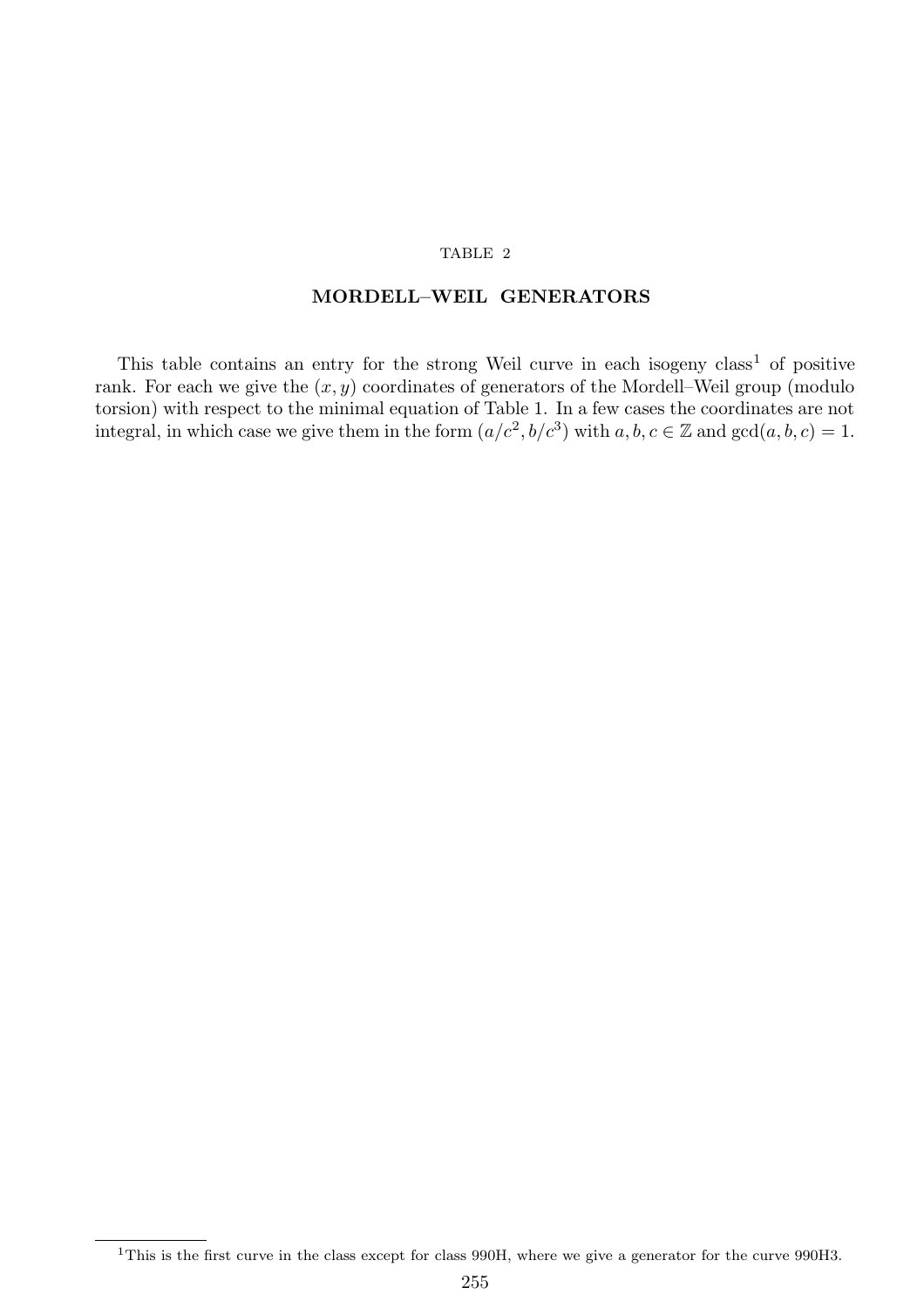TABLE 2

## MORDELL–WEIL GENERATORS

This table contains an entry for the strong Weil curve in each isogeny class[1] of positive rank. For each we give the $(x, y)$ coordinates of generators of the Mordell–Weil group (modulo torsion) with respect to the minimal equation of Table 1. In a few cases the coordinates are not integral, in which case we give them in the form $(a/c^2, b/c^3)$ with $a, b, c \in \mathbb{Z}$ and $\gcd(a, b, c) = 1$.

[1] This is the first curve in the class except for class 990H, where we give a generator for the curve 990H3.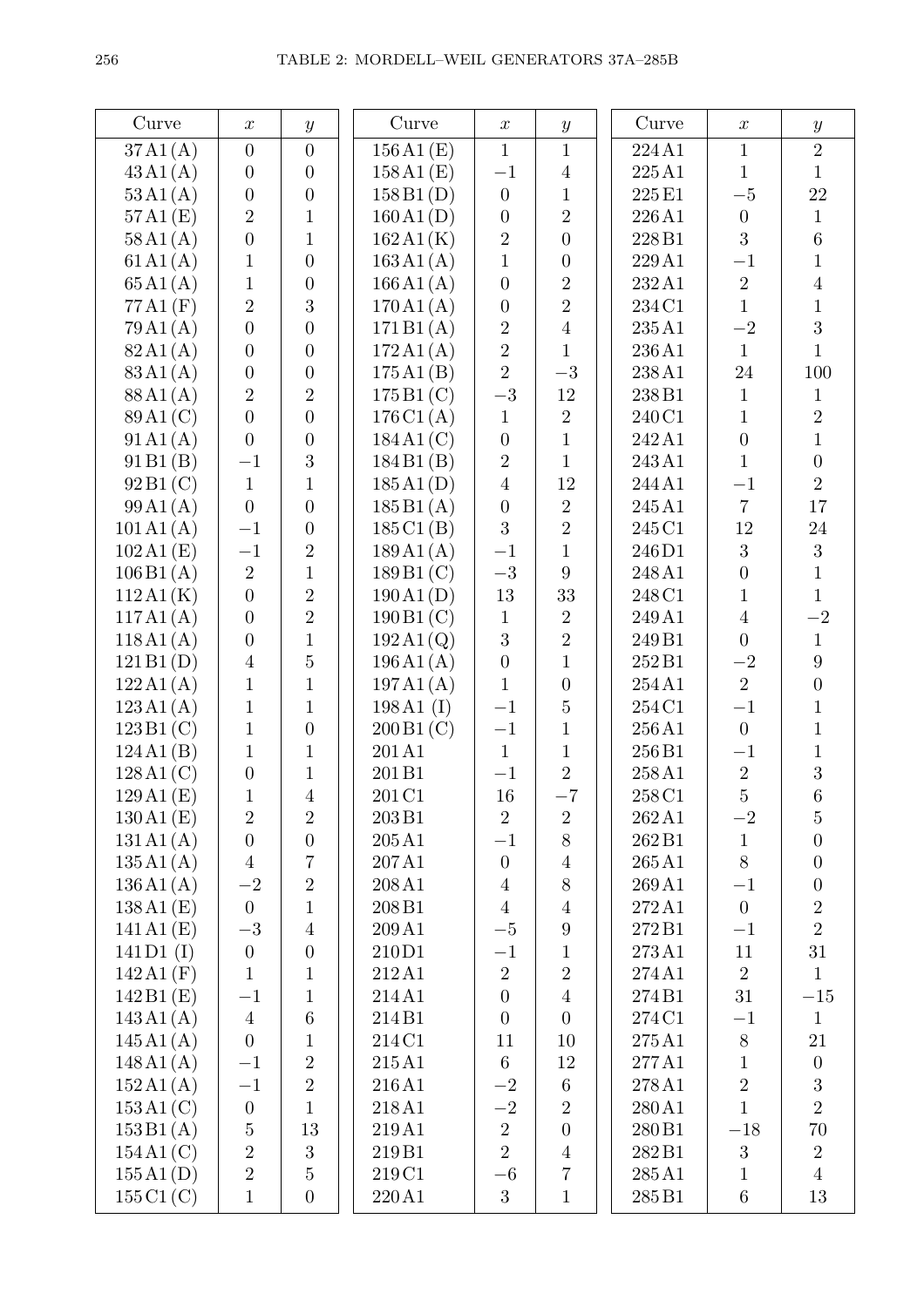# TABLE 2: MORDELL–WEIL GENERATORS 37A–285B

| Curve | $x$ | $y$ |
|---|---|---|
| 37 A1 (A) | 0 | 0 |
| 43 A1 (A) | 0 | 0 |
| 53 A1 (A) | 0 | 0 |
| 57 A1 (E) | 2 | 1 |
| 58 A1 (A) | 0 | 1 |
| 61 A1 (A) | 1 | 0 |
| 65 A1 (A) | 1 | 0 |
| 77 A1 (F) | 2 | 3 |
| 79 A1 (A) | 0 | 0 |
| 82 A1 (A) | 0 | 0 |
| 83 A1 (A) | 0 | 0 |
| 88 A1 (A) | 2 | 2 |
| 89 A1 (C) | 0 | 0 |
| 91 A1 (A) | 0 | 0 |
| 91 B1 (B) | $-1$ | 3 |
| 92 B1 (C) | 1 | 1 |
| 99 A1 (A) | 0 | 0 |
| 101 A1 (A) | $-1$ | 0 |
| 102 A1 (E) | $-1$ | 2 |
| 106 B1 (A) | 2 | 1 |
| 112 A1 (K) | 0 | 2 |
| 117 A1 (A) | 0 | 2 |
| 118 A1 (A) | 0 | 1 |
| 121 B1 (D) | 4 | 5 |
| 122 A1 (A) | 1 | 1 |
| 123 A1 (A) | 1 | 1 |
| 123 B1 (C) | 1 | 0 |
| 124 A1 (B) | 1 | 1 |
| 128 A1 (C) | 0 | 1 |
| 129 A1 (E) | 1 | 4 |
| 130 A1 (E) | 2 | 2 |
| 131 A1 (A) | 0 | 0 |
| 135 A1 (A) | 4 | 7 |
| 136 A1 (A) | $-2$ | 2 |
| 138 A1 (E) | 0 | 1 |
| 141 A1 (E) | $-3$ | 4 |
| 141 D1 (I) | 0 | 0 |
| 142 A1 (F) | 1 | 1 |
| 142 B1 (E) | $-1$ | 1 |
| 143 A1 (A) | 4 | 6 |
| 145 A1 (A) | 0 | 1 |
| 148 A1 (A) | $-1$ | 2 |
| 152 A1 (A) | $-1$ | 2 |
| 153 A1 (C) | 0 | 1 |
| 153 B1 (A) | 5 | 13 |
| 154 A1 (C) | 2 | 3 |
| 155 A1 (D) | 2 | 5 |
| 155 C1 (C) | 1 | 0 |
| 156 A1 (E) | 1 | 1 |
| 158 A1 (E) | $-1$ | 4 |
| 158 B1 (D) | 0 | 1 |
| 160 A1 (D) | 0 | 2 |
| 162 A1 (K) | 2 | 0 |
| 163 A1 (A) | 1 | 0 |
| 166 A1 (A) | 0 | 2 |
| 170 A1 (A) | 0 | 2 |
| 171 B1 (A) | 2 | 4 |
| 172 A1 (A) | 2 | 1 |
| 175 A1 (B) | 2 | $-3$ |
| 175 B1 (C) | $-3$ | 12 |
| 176 C1 (A) | 1 | 2 |
| 184 A1 (C) | 0 | 1 |
| 184 B1 (B) | 2 | 1 |
| 185 A1 (D) | 4 | 12 |
| 185 B1 (A) | 0 | 2 |
| 185 C1 (B) | 3 | 2 |
| 189 A1 (A) | $-1$ | 1 |
| 189 B1 (C) | $-3$ | 9 |
| 190 A1 (D) | 13 | 33 |
| 190 B1 (C) | 1 | 2 |
| 192 A1 (Q) | 3 | 2 |
| 196 A1 (A) | 0 | 1 |
| 197 A1 (A) | 1 | 0 |
| 198 A1 (I) | $-1$ | 5 |
| 200 B1 (C) | $-1$ | 1 |
| 201 A1 | 1 | 1 |
| 201 B1 | $-1$ | 2 |
| 201 C1 | 16 | $-7$ |
| 203 B1 | 2 | 2 |
| 205 A1 | $-1$ | 8 |
| 207 A1 | 0 | 4 |
| 208 A1 | 4 | 8 |
| 208 B1 | 4 | 4 |
| 209 A1 | $-5$ | 9 |
| 210 D1 | $-1$ | 1 |
| 212 A1 | 2 | 2 |
| 214 A1 | 0 | 4 |
| 214 B1 | 0 | 0 |
| 214 C1 | 11 | 10 |
| 215 A1 | 6 | 12 |
| 216 A1 | $-2$ | 6 |
| 218 A1 | $-2$ | 2 |
| 219 A1 | 2 | 0 |
| 219 B1 | 2 | 4 |
| 219 C1 | $-6$ | 7 |
| 220 A1 | 3 | 1 |
| 224 A1 | 1 | 2 |
| 225 A1 | 1 | 1 |
| 225 E1 | $-5$ | 22 |
| 226 A1 | 0 | 1 |
| 228 B1 | 3 | 6 |
| 229 A1 | $-1$ | 1 |
| 232 A1 | 2 | 4 |
| 234 C1 | 1 | 1 |
| 235 A1 | $-2$ | 3 |
| 236 A1 | 1 | 1 |
| 238 A1 | 24 | 100 |
| 238 B1 | 1 | 1 |
| 240 C1 | 1 | 2 |
| 242 A1 | 0 | 1 |
| 243 A1 | 1 | 0 |
| 244 A1 | $-1$ | 2 |
| 245 A1 | 7 | 17 |
| 245 C1 | 12 | 24 |
| 246 D1 | 3 | 3 |
| 248 A1 | 0 | 1 |
| 248 C1 | 1 | 1 |
| 249 A1 | 4 | $-2$ |
| 249 B1 | 0 | 1 |
| 252 B1 | $-2$ | 9 |
| 254 A1 | 2 | 0 |
| 254 C1 | $-1$ | 1 |
| 256 A1 | 0 | 1 |
| 256 B1 | $-1$ | 1 |
| 258 A1 | 2 | 3 |
| 258 C1 | 5 | 6 |
| 262 A1 | $-2$ | 5 |
| 262 B1 | 1 | 0 |
| 265 A1 | 8 | 0 |
| 269 A1 | $-1$ | 0 |
| 272 A1 | 0 | 2 |
| 272 B1 | $-1$ | 2 |
| 273 A1 | 11 | 31 |
| 274 A1 | 2 | 1 |
| 274 B1 | 31 | $-15$ |
| 274 C1 | $-1$ | 1 |
| 275 A1 | 8 | 21 |
| 277 A1 | 1 | 0 |
| 278 A1 | 2 | 3 |
| 280 A1 | 1 | 2 |
| 280 B1 | $-18$ | 70 |
| 282 B1 | 3 | 2 |
| 285 A1 | 1 | 4 |
| 285 B1 | 6 | 13 |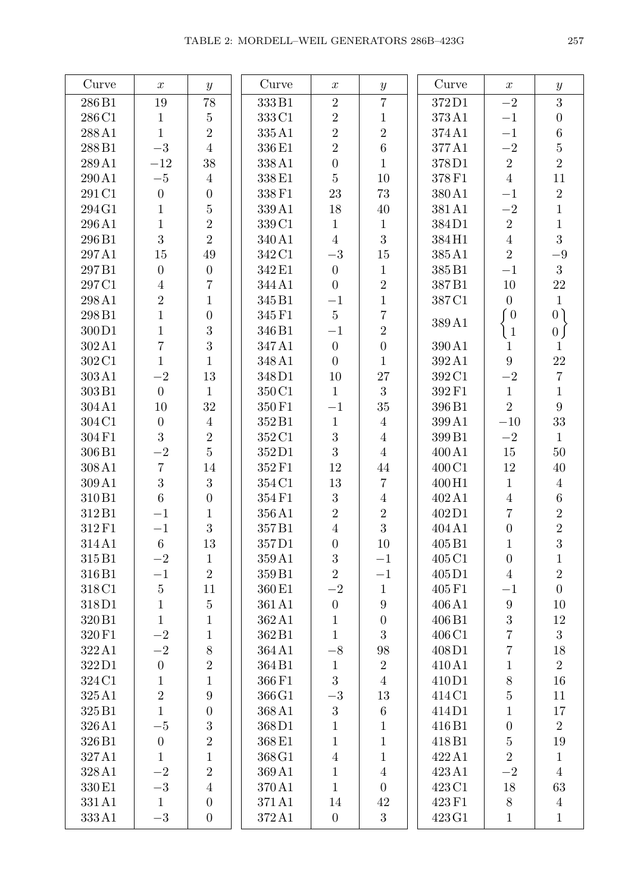| Curve | $x$ | $y$ |
|---|---|---|
| 286 B1 | 19 | 78 |
| 286 C1 | 1 | 5 |
| 288 A1 | 1 | 2 |
| 288 B1 | $-3$ | 4 |
| 289 A1 | $-12$ | 38 |
| 290 A1 | $-5$ | 4 |
| 291 C1 | 0 | 0 |
| 294 G1 | 1 | 5 |
| 296 A1 | 1 | 2 |
| 296 B1 | 3 | 2 |
| 297 A1 | 15 | 49 |
| 297 B1 | 0 | 0 |
| 297 C1 | 4 | 7 |
| 298 A1 | 2 | 1 |
| 298 B1 | 1 | 0 |
| 300 D1 | 1 | 3 |
| 302 A1 | 7 | 3 |
| 302 C1 | 1 | 1 |
| 303 A1 | $-2$ | 13 |
| 303 B1 | 0 | 1 |
| 304 A1 | 10 | 32 |
| 304 C1 | 0 | 4 |
| 304 F1 | 3 | 2 |
| 306 B1 | $-2$ | 5 |
| 308 A1 | 7 | 14 |
| 309 A1 | 3 | 3 |
| 310 B1 | 6 | 0 |
| 312 B1 | $-1$ | 1 |
| 312 F1 | $-1$ | 3 |
| 314 A1 | 6 | 13 |
| 315 B1 | $-2$ | 1 |
| 316 B1 | $-1$ | 2 |
| 318 C1 | 5 | 11 |
| 318 D1 | 1 | 5 |
| 320 B1 | 1 | 1 |
| 320 F1 | $-2$ | 1 |
| 322 A1 | $-2$ | 8 |
| 322 D1 | 0 | 2 |
| 324 C1 | 1 | 1 |
| 325 A1 | 2 | 9 |
| 325 B1 | 1 | 0 |
| 326 A1 | $-5$ | 3 |
| 326 B1 | 0 | 2 |
| 327 A1 | 1 | 1 |
| 328 A1 | $-2$ | 2 |
| 330 E1 | $-3$ | 4 |
| 331 A1 | 1 | 0 |
| 333 A1 | $-3$ | 0 |
| 333 B1 | 2 | 7 |
| 333 C1 | 2 | 1 |
| 335 A1 | 2 | 2 |
| 336 E1 | 2 | 6 |
| 338 A1 | 0 | 1 |
| 338 E1 | 5 | 10 |
| 338 F1 | 23 | 73 |
| 339 A1 | 18 | 40 |
| 339 C1 | 1 | 1 |
| 340 A1 | 4 | 3 |
| 342 C1 | $-3$ | 15 |
| 342 E1 | 0 | 1 |
| 344 A1 | 0 | 2 |
| 345 B1 | $-1$ | 1 |
| 345 F1 | 5 | 7 |
| 346 B1 | $-1$ | 2 |
| 347 A1 | 0 | 0 |
| 348 A1 | 0 | 1 |
| 348 D1 | 10 | 27 |
| 350 C1 | 1 | 3 |
| 350 F1 | $-1$ | 35 |
| 352 B1 | 1 | 4 |
| 352 C1 | 3 | 4 |
| 352 D1 | 3 | 4 |
| 352 F1 | 12 | 44 |
| 354 C1 | 13 | 7 |
| 354 F1 | 3 | 4 |
| 356 A1 | 2 | 2 |
| 357 B1 | 4 | 3 |
| 357 D1 | 0 | 10 |
| 359 A1 | 3 | $-1$ |
| 359 B1 | 2 | $-1$ |
| 360 E1 | $-2$ | 1 |
| 361 A1 | 0 | 9 |
| 362 A1 | 1 | 0 |
| 362 B1 | 1 | 3 |
| 364 A1 | $-8$ | 98 |
| 364 B1 | 1 | 2 |
| 366 F1 | 3 | 4 |
| 366 G1 | $-3$ | 13 |
| 368 A1 | 3 | 6 |
| 368 D1 | 1 | 1 |
| 368 E1 | 1 | 1 |
| 368 G1 | 4 | 1 |
| 369 A1 | 1 | 4 |
| 370 A1 | 1 | 0 |
| 371 A1 | 14 | 42 |
| 372 A1 | 0 | 3 |
| 372 D1 | $-2$ | 3 |
| 373 A1 | $-1$ | 0 |
| 374 A1 | $-1$ | 6 |
| 377 A1 | $-2$ | 5 |
| 378 D1 | 2 | 2 |
| 378 F1 | 4 | 11 |
| 380 A1 | $-1$ | 2 |
| 381 A1 | $-2$ | 1 |
| 384 D1 | 2 | 1 |
| 384 H1 | 4 | 3 |
| 385 A1 | 2 | $-9$ |
| 385 B1 | $-1$ | 3 |
| 387 B1 | 10 | 22 |
| 387 C1 | 0 | 1 |
| 389 A1 | {0, 1} | {0, 0} |
| 390 A1 | 1 | 1 |
| 392 A1 | 9 | 22 |
| 392 C1 | $-2$ | 7 |
| 392 F1 | 1 | 1 |
| 396 B1 | 2 | 9 |
| 399 A1 | $-10$ | 33 |
| 399 B1 | $-2$ | 1 |
| 400 A1 | 15 | 50 |
| 400 C1 | 12 | 40 |
| 400 H1 | 1 | 4 |
| 402 A1 | 4 | 6 |
| 402 D1 | 7 | 2 |
| 404 A1 | 0 | 2 |
| 405 B1 | 1 | 3 |
| 405 C1 | 0 | 1 |
| 405 D1 | 4 | 2 |
| 405 F1 | $-1$ | 0 |
| 406 A1 | 9 | 10 |
| 406 B1 | 3 | 12 |
| 406 C1 | 7 | 3 |
| 408 D1 | 7 | 18 |
| 410 A1 | 1 | 2 |
| 410 D1 | 8 | 16 |
| 414 C1 | 5 | 11 |
| 414 D1 | 1 | 17 |
| 416 B1 | 0 | 2 |
| 418 B1 | 5 | 19 |
| 422 A1 | 2 | 1 |
| 423 A1 | $-2$ | 4 |
| 423 C1 | 18 | 63 |
| 423 F1 | 8 | 4 |
| 423 G1 | 1 | 1 |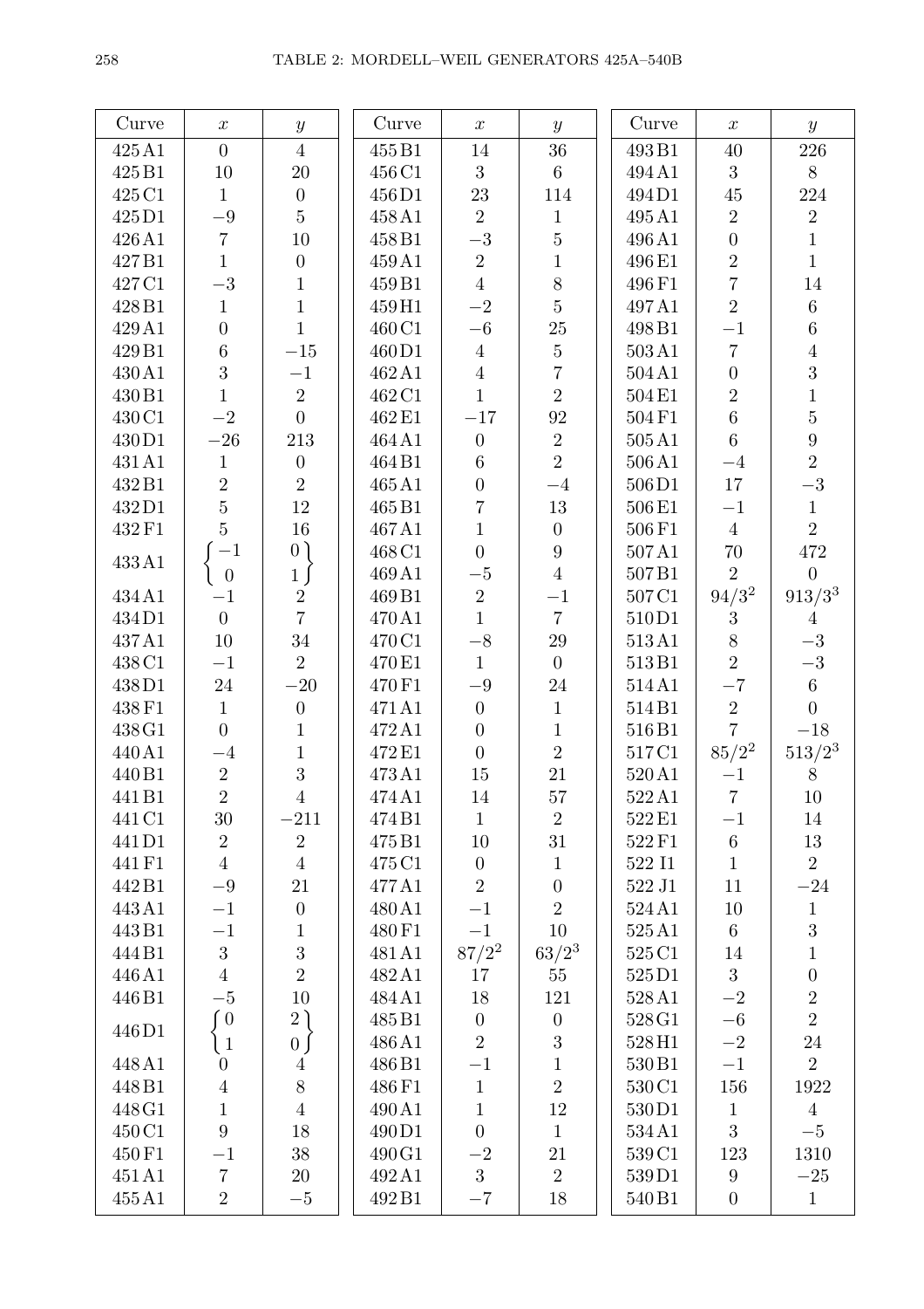# TABLE 2: MORDELL–WEIL GENERATORS 425A–540B

| Curve | $x$ | $y$ |
|---|---|---|
| 425 A1 | 0 | 4 |
| 425 B1 | 10 | 20 |
| 425 C1 | 1 | 0 |
| 425 D1 | $-9$ | 5 |
| 426 A1 | 7 | 10 |
| 427 B1 | 1 | 0 |
| 427 C1 | $-3$ | 1 |
| 428 B1 | 1 | 1 |
| 429 A1 | 0 | 1 |
| 429 B1 | 6 | $-15$ |
| 430 A1 | 3 | $-1$ |
| 430 B1 | 1 | 2 |
| 430 C1 | $-2$ | 0 |
| 430 D1 | $-26$ | 213 |
| 431 A1 | 1 | 0 |
| 432 B1 | 2 | 2 |
| 432 D1 | 5 | 12 |
| 432 F1 | 5 | 16 |
| 433 A1 | $\left\{\begin{matrix} -1 \\ 0 \end{matrix}\right.$ | $\left.\begin{matrix} 0 \\ 1 \end{matrix}\right\}$ |
| 434 A1 | $-1$ | 2 |
| 434 D1 | 0 | 7 |
| 437 A1 | 10 | 34 |
| 438 C1 | $-1$ | 2 |
| 438 D1 | 24 | $-20$ |
| 438 F1 | 1 | 0 |
| 438 G1 | 0 | 1 |
| 440 A1 | $-4$ | 1 |
| 440 B1 | 2 | 3 |
| 441 B1 | 2 | 4 |
| 441 C1 | 30 | $-211$ |
| 441 D1 | 2 | 2 |
| 441 F1 | 4 | 4 |
| 442 B1 | $-9$ | 21 |
| 443 A1 | $-1$ | 0 |
| 443 B1 | $-1$ | 1 |
| 444 B1 | 3 | 3 |
| 446 A1 | 4 | 2 |
| 446 B1 | $-5$ | 10 |
| 446 D1 | $\left\{\begin{matrix} 0 \\ 1 \end{matrix}\right.$ | $\left.\begin{matrix} 2 \\ 0 \end{matrix}\right\}$ |
| 448 A1 | 0 | 4 |
| 448 B1 | 4 | 8 |
| 448 G1 | 1 | 4 |
| 450 C1 | 9 | 18 |
| 450 F1 | $-1$ | 38 |
| 451 A1 | 7 | 20 |
| 455 A1 | 2 | $-5$ |
| 455 B1 | 14 | 36 |
| 456 C1 | 3 | 6 |
| 456 D1 | 23 | 114 |
| 458 A1 | 2 | 1 |
| 458 B1 | $-3$ | 5 |
| 459 A1 | 2 | 1 |
| 459 B1 | 4 | 8 |
| 459 H1 | $-2$ | 5 |
| 460 C1 | $-6$ | 25 |
| 460 D1 | 4 | 5 |
| 462 A1 | 4 | 7 |
| 462 C1 | 1 | 2 |
| 462 E1 | $-17$ | 92 |
| 464 A1 | 0 | 2 |
| 464 B1 | 6 | 2 |
| 465 A1 | 0 | $-4$ |
| 465 B1 | 7 | 13 |
| 467 A1 | 1 | 0 |
| 468 C1 | 0 | 9 |
| 469 A1 | $-5$ | 4 |
| 469 B1 | 2 | $-1$ |
| 470 A1 | 1 | 7 |
| 470 C1 | $-8$ | 29 |
| 470 E1 | 1 | 0 |
| 470 F1 | $-9$ | 24 |
| 471 A1 | 0 | 1 |
| 472 A1 | 0 | 1 |
| 472 E1 | 0 | 2 |
| 473 A1 | 15 | 21 |
| 474 A1 | 14 | 57 |
| 474 B1 | 1 | 2 |
| 475 B1 | 10 | 31 |
| 475 C1 | 0 | 1 |
| 477 A1 | 2 | 0 |
| 480 A1 | $-1$ | 2 |
| 480 F1 | $-1$ | 10 |
| 481 A1 | $87/2^2$ | $63/2^3$ |
| 482 A1 | 17 | 55 |
| 484 A1 | 18 | 121 |
| 485 B1 | 0 | 0 |
| 486 A1 | 2 | 3 |
| 486 B1 | $-1$ | 1 |
| 486 F1 | 1 | 2 |
| 490 A1 | 1 | 12 |
| 490 D1 | 0 | 1 |
| 490 G1 | $-2$ | 21 |
| 492 A1 | 3 | 2 |
| 492 B1 | $-7$ | 18 |
| 493 B1 | 40 | 226 |
| 494 A1 | 3 | 8 |
| 494 D1 | 45 | 224 |
| 495 A1 | 2 | 2 |
| 496 A1 | 0 | 1 |
| 496 E1 | 2 | 1 |
| 496 F1 | 7 | 14 |
| 497 A1 | 2 | 6 |
| 498 B1 | $-1$ | 6 |
| 503 A1 | 7 | 4 |
| 504 A1 | 0 | 3 |
| 504 E1 | 2 | 1 |
| 504 F1 | 6 | 5 |
| 505 A1 | 6 | 9 |
| 506 A1 | $-4$ | 2 |
| 506 D1 | 17 | $-3$ |
| 506 E1 | $-1$ | 1 |
| 506 F1 | 4 | 2 |
| 507 A1 | 70 | 472 |
| 507 B1 | 2 | 0 |
| 507 C1 | $94/3^2$ | $913/3^3$ |
| 510 D1 | 3 | 4 |
| 513 A1 | 8 | $-3$ |
| 513 B1 | 2 | $-3$ |
| 514 A1 | $-7$ | 6 |
| 514 B1 | 2 | 0 |
| 516 B1 | 7 | $-18$ |
| 517 C1 | $85/2^2$ | $513/2^3$ |
| 520 A1 | $-1$ | 8 |
| 522 A1 | 7 | 10 |
| 522 E1 | $-1$ | 14 |
| 522 F1 | 6 | 13 |
| 522 I1 | 1 | 2 |
| 522 J1 | 11 | $-24$ |
| 524 A1 | 10 | 1 |
| 525 A1 | 6 | 3 |
| 525 C1 | 14 | 1 |
| 525 D1 | 3 | 0 |
| 528 A1 | $-2$ | 2 |
| 528 G1 | $-6$ | 2 |
| 528 H1 | $-2$ | 24 |
| 530 B1 | $-1$ | 2 |
| 530 C1 | 156 | 1922 |
| 530 D1 | 1 | 4 |
| 534 A1 | 3 | $-5$ |
| 539 C1 | 123 | 1310 |
| 539 D1 | 9 | $-25$ |
| 540 B1 | 0 | 1 |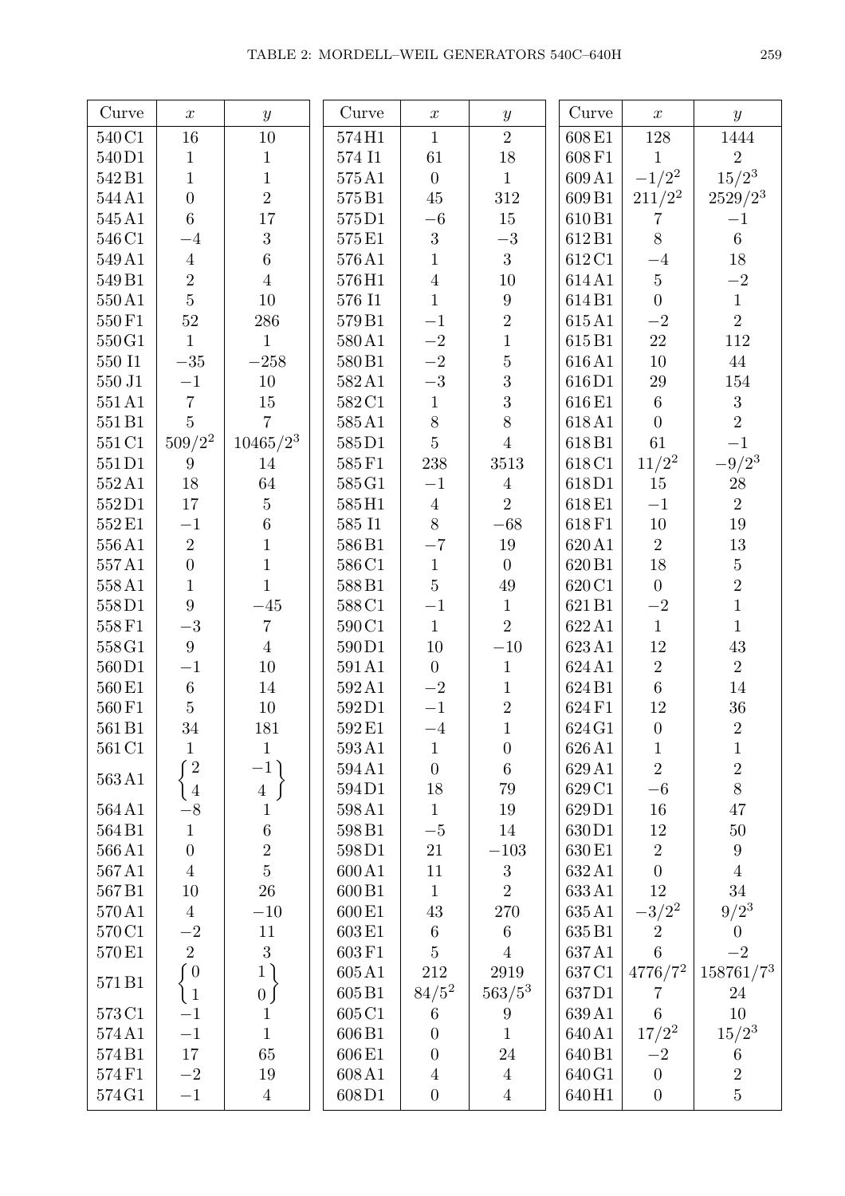| Curve | $x$ | $y$ |
|---|---|---|
| 540 C1 | 16 | 10 |
| 540 D1 | 1 | 1 |
| 542 B1 | 1 | 1 |
| 544 A1 | 0 | 2 |
| 545 A1 | 6 | 17 |
| 546 C1 | $-4$ | 3 |
| 549 A1 | 4 | 6 |
| 549 B1 | 2 | 4 |
| 550 A1 | 5 | 10 |
| 550 F1 | 52 | 286 |
| 550 G1 | 1 | 1 |
| 550 I1 | $-35$ | $-258$ |
| 550 J1 | $-1$ | 10 |
| 551 A1 | 7 | 15 |
| 551 B1 | 5 | 7 |
| 551 C1 | $509/2^2$ | $10465/2^3$ |
| 551 D1 | 9 | 14 |
| 552 A1 | 18 | 64 |
| 552 D1 | 17 | 5 |
| 552 E1 | $-1$ | 6 |
| 556 A1 | 2 | 1 |
| 557 A1 | 0 | 1 |
| 558 A1 | 1 | 1 |
| 558 D1 | 9 | $-45$ |
| 558 F1 | $-3$ | 7 |
| 558 G1 | 9 | 4 |
| 560 D1 | $-1$ | 10 |
| 560 E1 | 6 | 14 |
| 560 F1 | 5 | 10 |
| 561 B1 | 34 | 181 |
| 561 C1 | 1 | 1 |
| 563 A1 | $\left\{ \begin{matrix} 2 \\ 4 \end{matrix} \right.$ | $\left. \begin{matrix} -1 \\ 4 \end{matrix} \right\}$ |
| 564 A1 | $-8$ | 1 |
| 564 B1 | 1 | 6 |
| 566 A1 | 0 | 2 |
| 567 A1 | 4 | 5 |
| 567 B1 | 10 | 26 |
| 570 A1 | 4 | $-10$ |
| 570 C1 | $-2$ | 11 |
| 570 E1 | 2 | 3 |
| 571 B1 | $\left\{ \begin{matrix} 0 \\ 1 \end{matrix} \right.$ | $\left. \begin{matrix} 1 \\ 0 \end{matrix} \right\}$ |
| 573 C1 | $-1$ | 1 |
| 574 A1 | $-1$ | 1 |
| 574 B1 | 17 | 65 |
| 574 F1 | $-2$ | 19 |
| 574 G1 | $-1$ | 4 |
| 574 H1 | 1 | 2 |
| 574 I1 | 61 | 18 |
| 575 A1 | 0 | 1 |
| 575 B1 | 45 | 312 |
| 575 D1 | $-6$ | 15 |
| 575 E1 | 3 | $-3$ |
| 576 A1 | 1 | 3 |
| 576 H1 | 4 | 10 |
| 576 I1 | 1 | 9 |
| 579 B1 | $-1$ | 2 |
| 580 A1 | $-2$ | 1 |
| 580 B1 | $-2$ | 5 |
| 582 A1 | $-3$ | 3 |
| 582 C1 | 1 | 3 |
| 585 A1 | 8 | 8 |
| 585 D1 | 5 | 4 |
| 585 F1 | 238 | 3513 |
| 585 G1 | $-1$ | 4 |
| 585 H1 | 4 | 2 |
| 585 I1 | 8 | $-68$ |
| 586 B1 | $-7$ | 19 |
| 586 C1 | 1 | 0 |
| 588 B1 | 5 | 49 |
| 588 C1 | $-1$ | 1 |
| 590 C1 | 1 | 2 |
| 590 D1 | 10 | $-10$ |
| 591 A1 | 0 | 1 |
| 592 A1 | $-2$ | 1 |
| 592 D1 | $-1$ | 2 |
| 592 E1 | $-4$ | 1 |
| 593 A1 | 1 | 0 |
| 594 A1 | 0 | 6 |
| 594 D1 | 18 | 79 |
| 598 A1 | 1 | 19 |
| 598 B1 | $-5$ | 14 |
| 598 D1 | 21 | $-103$ |
| 600 A1 | 11 | 3 |
| 600 B1 | 1 | 2 |
| 600 E1 | 43 | 270 |
| 603 E1 | 6 | 6 |
| 603 F1 | 5 | 4 |
| 605 A1 | 212 | 2919 |
| 605 B1 | $84/5^2$ | $563/5^3$ |
| 605 C1 | 6 | 9 |
| 606 B1 | 0 | 1 |
| 606 E1 | 0 | 24 |
| 608 A1 | 4 | 4 |
| 608 D1 | 0 | 4 |
| 608 E1 | 128 | 1444 |
| 608 F1 | 1 | 2 |
| 609 A1 | $-1/2^2$ | $15/2^3$ |
| 609 B1 | $211/2^2$ | $2529/2^3$ |
| 610 B1 | 7 | $-1$ |
| 612 B1 | 8 | 6 |
| 612 C1 | $-4$ | 18 |
| 614 A1 | 5 | $-2$ |
| 614 B1 | 0 | 1 |
| 615 A1 | $-2$ | 2 |
| 615 B1 | 22 | 112 |
| 616 A1 | 10 | 44 |
| 616 D1 | 29 | 154 |
| 616 E1 | 6 | 3 |
| 618 A1 | 0 | 2 |
| 618 B1 | 61 | $-1$ |
| 618 C1 | $11/2^2$ | $-9/2^3$ |
| 618 D1 | 15 | 28 |
| 618 E1 | $-1$ | 2 |
| 618 F1 | 10 | 19 |
| 620 A1 | 2 | 13 |
| 620 B1 | 18 | 5 |
| 620 C1 | 0 | 2 |
| 621 B1 | $-2$ | 1 |
| 622 A1 | 1 | 1 |
| 623 A1 | 12 | 43 |
| 624 A1 | 2 | 2 |
| 624 B1 | 6 | 14 |
| 624 F1 | 12 | 36 |
| 624 G1 | 0 | 2 |
| 626 A1 | 1 | 1 |
| 629 A1 | 2 | 2 |
| 629 C1 | $-6$ | 8 |
| 629 D1 | 16 | 47 |
| 630 D1 | 12 | 50 |
| 630 E1 | 2 | 9 |
| 632 A1 | 0 | 4 |
| 633 A1 | 12 | 34 |
| 635 A1 | $-3/2^2$ | $9/2^3$ |
| 635 B1 | 2 | 0 |
| 637 A1 | 6 | $-2$ |
| 637 C1 | $4776/7^2$ | $158761/7^3$ |
| 637 D1 | 7 | 24 |
| 639 A1 | 6 | 10 |
| 640 A1 | $17/2^2$ | $15/2^3$ |
| 640 B1 | $-2$ | 6 |
| 640 G1 | 0 | 2 |
| 640 H1 | 0 | 5 |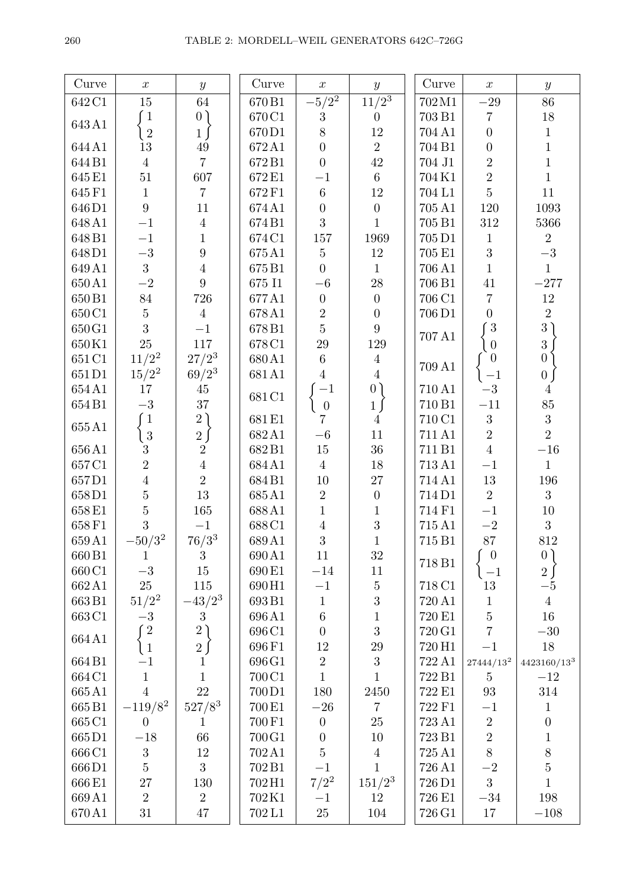# TABLE 2: MORDELL–WEIL GENERATORS 642C–726G

| Curve | $x$ | $y$ |
|---|---|---|
| 642 C1 | 15 | 64 |
| 643 A1 | $\begin{cases} 1 \\ 2 \end{cases}$ | $\begin{matrix} 0 \\ 1 \end{matrix}\Big\}$ |
| 644 A1 | 13 | 49 |
| 644 B1 | 4 | 7 |
| 645 E1 | 51 | 607 |
| 645 F1 | 1 | 7 |
| 646 D1 | 9 | 11 |
| 648 A1 | $-1$ | 4 |
| 648 B1 | $-1$ | 1 |
| 648 D1 | $-3$ | 9 |
| 649 A1 | 3 | 4 |
| 650 A1 | $-2$ | 9 |
| 650 B1 | 84 | 726 |
| 650 C1 | 5 | 4 |
| 650 G1 | 3 | $-1$ |
| 650 K1 | 25 | 117 |
| 651 C1 | $11/2^2$ | $27/2^3$ |
| 651 D1 | $15/2^2$ | $69/2^3$ |
| 654 A1 | 17 | 45 |
| 654 B1 | $-3$ | 37 |
| 655 A1 | $\begin{cases} 1 \\ 3 \end{cases}$ | $\begin{matrix} 2 \\ 2 \end{matrix}\Big\}$ |
| 656 A1 | 3 | 2 |
| 657 C1 | 2 | 4 |
| 657 D1 | 4 | 2 |
| 658 D1 | 5 | 13 |
| 658 E1 | 5 | 165 |
| 658 F1 | 3 | $-1$ |
| 659 A1 | $-50/3^2$ | $76/3^3$ |
| 660 B1 | 1 | 3 |
| 660 C1 | $-3$ | 15 |
| 662 A1 | 25 | 115 |
| 663 B1 | $51/2^2$ | $-43/2^3$ |
| 663 C1 | $-3$ | 3 |
| 664 A1 | $\begin{cases} 2 \\ 1 \end{cases}$ | $\begin{matrix} 2 \\ 2 \end{matrix}\Big\}$ |
| 664 B1 | $-1$ | 1 |
| 664 C1 | 1 | 1 |
| 665 A1 | 4 | 22 |
| 665 B1 | $-119/8^2$ | $527/8^3$ |
| 665 C1 | 0 | 1 |
| 665 D1 | $-18$ | 66 |
| 666 C1 | 3 | 12 |
| 666 D1 | 5 | 3 |
| 666 E1 | 27 | 130 |
| 669 A1 | 2 | 2 |
| 670 A1 | 31 | 47 |
| 670 B1 | $-5/2^2$ | $11/2^3$ |
| 670 C1 | 3 | 0 |
| 670 D1 | 8 | 12 |
| 672 A1 | 0 | 2 |
| 672 B1 | 0 | 42 |
| 672 E1 | $-1$ | 6 |
| 672 F1 | 6 | 12 |
| 674 A1 | 0 | 0 |
| 674 B1 | 3 | 1 |
| 674 C1 | 157 | 1969 |
| 675 A1 | 5 | 12 |
| 675 B1 | 0 | 1 |
| 675 I1 | $-6$ | 28 |
| 677 A1 | 0 | 0 |
| 678 A1 | 2 | 0 |
| 678 B1 | 5 | 9 |
| 678 C1 | 29 | 129 |
| 680 A1 | 6 | 4 |
| 681 A1 | 4 | 4 |
| 681 C1 | $\begin{cases} -1 \\ 0 \end{cases}$ | $\begin{matrix} 0 \\ 1 \end{matrix}\Big\}$ |
| 681 E1 | 7 | 4 |
| 682 A1 | $-6$ | 11 |
| 682 B1 | 15 | 36 |
| 684 A1 | 4 | 18 |
| 684 B1 | 10 | 27 |
| 685 A1 | 2 | 0 |
| 688 A1 | 1 | 1 |
| 688 C1 | 4 | 3 |
| 689 A1 | 3 | 1 |
| 690 A1 | 11 | 32 |
| 690 E1 | $-14$ | 11 |
| 690 H1 | $-1$ | 5 |
| 693 B1 | 1 | 3 |
| 696 A1 | 6 | 1 |
| 696 C1 | 0 | 3 |
| 696 F1 | 12 | 29 |
| 696 G1 | 2 | 3 |
| 700 C1 | 1 | 1 |
| 700 D1 | 180 | 2450 |
| 700 E1 | $-26$ | 7 |
| 700 F1 | 0 | 25 |
| 700 G1 | 0 | 10 |
| 702 A1 | 5 | 4 |
| 702 B1 | $-1$ | 1 |
| 702 H1 | $7/2^2$ | $151/2^3$ |
| 702 K1 | $-1$ | 12 |
| 702 L1 | 25 | 104 |
| 702 M1 | $-29$ | 86 |
| 703 B1 | 7 | 18 |
| 704 A1 | 0 | 1 |
| 704 B1 | 0 | 1 |
| 704 J1 | 2 | 1 |
| 704 K1 | 2 | 1 |
| 704 L1 | 5 | 11 |
| 705 A1 | 120 | 1093 |
| 705 B1 | 312 | 5366 |
| 705 D1 | 1 | 2 |
| 705 E1 | 3 | $-3$ |
| 706 A1 | 1 | 1 |
| 706 B1 | 41 | $-277$ |
| 706 C1 | 7 | 12 |
| 706 D1 | 0 | 2 |
| 707 A1 | $\begin{cases} 3 \\ 0 \end{cases}$ | $\begin{matrix} 3 \\ 3 \end{matrix}\Big\}$ |
| 709 A1 | $\begin{cases} 0 \\ -1 \end{cases}$ | $\begin{matrix} 0 \\ 0 \end{matrix}\Big\}$ |
| 710 A1 | $-3$ | 4 |
| 710 B1 | $-11$ | 85 |
| 710 C1 | 3 | 3 |
| 711 A1 | 2 | 2 |
| 711 B1 | 4 | $-16$ |
| 713 A1 | $-1$ | 1 |
| 714 A1 | 13 | 196 |
| 714 D1 | 2 | 3 |
| 714 F1 | $-1$ | 10 |
| 715 A1 | $-2$ | 3 |
| 715 B1 | 87 | 812 |
| 718 B1 | $\begin{cases} 0 \\ -1 \end{cases}$ | $\begin{matrix} 0 \\ 2 \end{matrix}\Big\}$ |
| 718 C1 | 13 | $-5$ |
| 720 A1 | 1 | 4 |
| 720 E1 | 5 | 16 |
| 720 G1 | 7 | $-30$ |
| 720 H1 | $-1$ | 18 |
| 722 A1 | $27444/13^2$ | $4423160/13^3$ |
| 722 B1 | 5 | $-12$ |
| 722 E1 | 93 | 314 |
| 722 F1 | $-1$ | 1 |
| 723 A1 | 2 | 0 |
| 723 B1 | 2 | 1 |
| 725 A1 | 8 | 8 |
| 726 A1 | $-2$ | 5 |
| 726 D1 | 3 | 1 |
| 726 E1 | $-34$ | 198 |
| 726 G1 | 17 | $-108$ |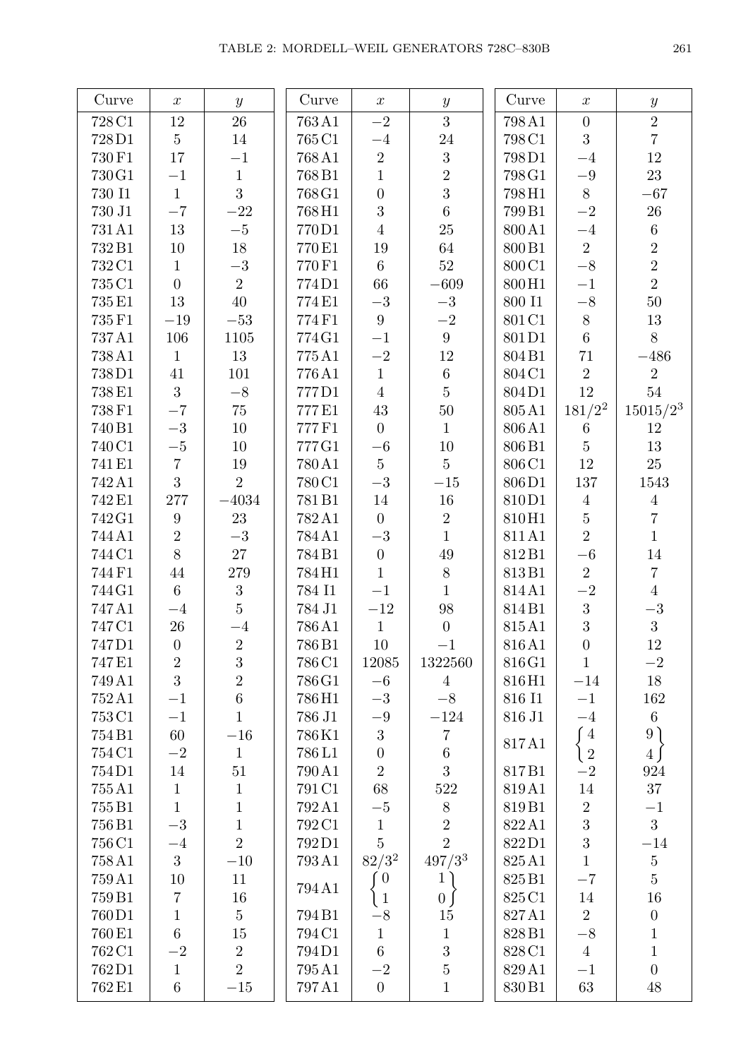# TABLE 2: MORDELL–WEIL GENERATORS 728C–830B

| Curve | $x$ | $y$ |
|---|---|---|
| 728 C1 | 12 | 26 |
| 728 D1 | 5 | 14 |
| 730 F1 | 17 | $-1$ |
| 730 G1 | $-1$ | 1 |
| 730 I1 | 1 | 3 |
| 730 J1 | $-7$ | $-22$ |
| 731 A1 | 13 | $-5$ |
| 732 B1 | 10 | 18 |
| 732 C1 | 1 | $-3$ |
| 735 C1 | 0 | 2 |
| 735 E1 | 13 | 40 |
| 735 F1 | $-19$ | $-53$ |
| 737 A1 | 106 | 1105 |
| 738 A1 | 1 | 13 |
| 738 D1 | 41 | 101 |
| 738 E1 | 3 | $-8$ |
| 738 F1 | $-7$ | 75 |
| 740 B1 | $-3$ | 10 |
| 740 C1 | $-5$ | 10 |
| 741 E1 | 7 | 19 |
| 742 A1 | 3 | 2 |
| 742 E1 | 277 | $-4034$ |
| 742 G1 | 9 | 23 |
| 744 A1 | 2 | $-3$ |
| 744 C1 | 8 | 27 |
| 744 F1 | 44 | 279 |
| 744 G1 | 6 | 3 |
| 747 A1 | $-4$ | 5 |
| 747 C1 | 26 | $-4$ |
| 747 D1 | 0 | 2 |
| 747 E1 | 2 | 3 |
| 749 A1 | 3 | 2 |
| 752 A1 | $-1$ | 6 |
| 753 C1 | $-1$ | 1 |
| 754 B1 | 60 | $-16$ |
| 754 C1 | $-2$ | 1 |
| 754 D1 | 14 | 51 |
| 755 A1 | 1 | 1 |
| 755 B1 | 1 | 1 |
| 756 B1 | $-3$ | 1 |
| 756 C1 | $-4$ | 2 |
| 758 A1 | 3 | $-10$ |
| 759 A1 | 10 | 11 |
| 759 B1 | 7 | 16 |
| 760 D1 | 1 | 5 |
| 760 E1 | 6 | 15 |
| 762 C1 | $-2$ | 2 |
| 762 D1 | 1 | 2 |
| 762 E1 | 6 | $-15$ |
| 763 A1 | $-2$ | 3 |
| 765 C1 | $-4$ | 24 |
| 768 A1 | 2 | 3 |
| 768 B1 | 1 | 2 |
| 768 G1 | 0 | 3 |
| 768 H1 | 3 | 6 |
| 770 D1 | 4 | 25 |
| 770 E1 | 19 | 64 |
| 770 F1 | 6 | 52 |
| 774 D1 | 66 | $-609$ |
| 774 E1 | $-3$ | $-3$ |
| 774 F1 | 9 | $-2$ |
| 774 G1 | $-1$ | 9 |
| 775 A1 | $-2$ | 12 |
| 776 A1 | 1 | 6 |
| 777 D1 | 4 | 5 |
| 777 E1 | 43 | 50 |
| 777 F1 | 0 | 1 |
| 777 G1 | $-6$ | 10 |
| 780 A1 | 5 | 5 |
| 780 C1 | $-3$ | $-15$ |
| 781 B1 | 14 | 16 |
| 782 A1 | 0 | 2 |
| 784 A1 | $-3$ | 1 |
| 784 B1 | 0 | 49 |
| 784 H1 | 1 | 8 |
| 784 I1 | $-1$ | 1 |
| 784 J1 | $-12$ | 98 |
| 786 A1 | 1 | 0 |
| 786 B1 | 10 | $-1$ |
| 786 C1 | 12085 | 1322560 |
| 786 G1 | $-6$ | 4 |
| 786 H1 | $-3$ | $-8$ |
| 786 J1 | $-9$ | $-124$ |
| 786 K1 | 3 | 7 |
| 786 L1 | 0 | 6 |
| 790 A1 | 2 | 3 |
| 791 C1 | 68 | 522 |
| 792 A1 | $-5$ | 8 |
| 792 C1 | 1 | 2 |
| 792 D1 | 5 | 2 |
| 793 A1 | $82/3^2$ | $497/3^3$ |
| 794 A1 | $\begin{cases} 0 \\ 1 \end{cases}$ | $\begin{matrix} 1 \\ 0 \end{matrix}\Bigg\}$ |
| 794 B1 | $-8$ | 15 |
| 794 C1 | 1 | 1 |
| 794 D1 | 6 | 3 |
| 795 A1 | $-2$ | 5 |
| 797 A1 | 0 | 1 |
| 798 A1 | 0 | 2 |
| 798 C1 | 3 | 7 |
| 798 D1 | $-4$ | 12 |
| 798 G1 | $-9$ | 23 |
| 798 H1 | 8 | $-67$ |
| 799 B1 | $-2$ | 26 |
| 800 A1 | $-4$ | 6 |
| 800 B1 | 2 | 2 |
| 800 C1 | $-8$ | 2 |
| 800 H1 | $-1$ | 2 |
| 800 I1 | $-8$ | 50 |
| 801 C1 | 8 | 13 |
| 801 D1 | 6 | 8 |
| 804 B1 | 71 | $-486$ |
| 804 C1 | 2 | 2 |
| 804 D1 | 12 | 54 |
| 805 A1 | $181/2^2$ | $15015/2^3$ |
| 806 A1 | 6 | 12 |
| 806 B1 | 5 | 13 |
| 806 C1 | 12 | 25 |
| 806 D1 | 137 | 1543 |
| 810 D1 | 4 | 4 |
| 810 H1 | 5 | 7 |
| 811 A1 | 2 | 1 |
| 812 B1 | $-6$ | 14 |
| 813 B1 | 2 | 7 |
| 814 A1 | $-2$ | 4 |
| 814 B1 | 3 | $-3$ |
| 815 A1 | 3 | 3 |
| 816 A1 | 0 | 12 |
| 816 G1 | 1 | $-2$ |
| 816 H1 | $-14$ | 18 |
| 816 I1 | $-1$ | 162 |
| 816 J1 | $-4$ | 6 |
| 817 A1 | $\begin{cases} 4 \\ 2 \end{cases}$ | $\begin{matrix} 9 \\ 4 \end{matrix}\Bigg\}$ |
| 817 B1 | $-2$ | 924 |
| 819 A1 | 14 | 37 |
| 819 B1 | 2 | $-1$ |
| 822 A1 | 3 | 3 |
| 822 D1 | 3 | $-14$ |
| 825 A1 | 1 | 5 |
| 825 B1 | $-7$ | 5 |
| 825 C1 | 14 | 16 |
| 827 A1 | 2 | 0 |
| 828 B1 | $-8$ | 1 |
| 828 C1 | 4 | 1 |
| 829 A1 | $-1$ | 0 |
| 830 B1 | 63 | 48 |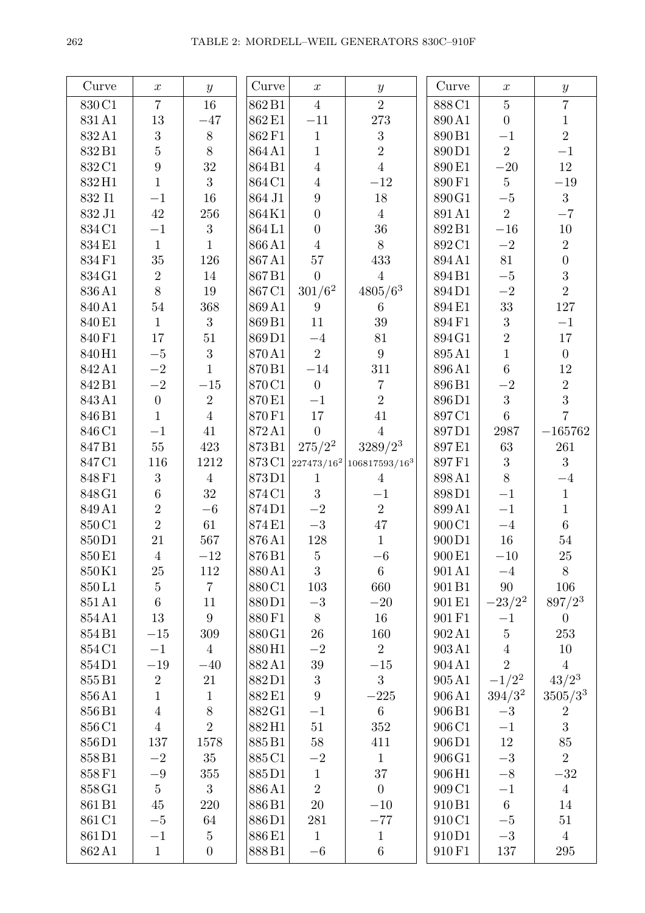## TABLE 2: MORDELL–WEIL GENERATORS 830C–910F

| Curve | $x$ | $y$ |
|---|---|---|
| 830 C1 | 7 | 16 |
| 831 A1 | 13 | −47 |
| 832 A1 | 3 | 8 |
| 832 B1 | 5 | 8 |
| 832 C1 | 9 | 32 |
| 832 H1 | 1 | 3 |
| 832 I1 | −1 | 16 |
| 832 J1 | 42 | 256 |
| 834 C1 | −1 | 3 |
| 834 E1 | 1 | 1 |
| 834 F1 | 35 | 126 |
| 834 G1 | 2 | 14 |
| 836 A1 | 8 | 19 |
| 840 A1 | 54 | 368 |
| 840 E1 | 1 | 3 |
| 840 F1 | 17 | 51 |
| 840 H1 | −5 | 3 |
| 842 A1 | −2 | 1 |
| 842 B1 | −2 | −15 |
| 843 A1 | 0 | 2 |
| 846 B1 | 1 | 4 |
| 846 C1 | −1 | 41 |
| 847 B1 | 55 | 423 |
| 847 C1 | 116 | 1212 |
| 848 F1 | 3 | 4 |
| 848 G1 | 6 | 32 |
| 849 A1 | 2 | −6 |
| 850 C1 | 2 | 61 |
| 850 D1 | 21 | 567 |
| 850 E1 | 4 | −12 |
| 850 K1 | 25 | 112 |
| 850 L1 | 5 | 7 |
| 851 A1 | 6 | 11 |
| 854 A1 | 13 | 9 |
| 854 B1 | −15 | 309 |
| 854 C1 | −1 | 4 |
| 854 D1 | −19 | −40 |
| 855 B1 | 2 | 21 |
| 856 A1 | 1 | 1 |
| 856 B1 | 4 | 8 |
| 856 C1 | 4 | 2 |
| 856 D1 | 137 | 1578 |
| 858 B1 | −2 | 35 |
| 858 F1 | −9 | 355 |
| 858 G1 | 5 | 3 |
| 861 B1 | 45 | 220 |
| 861 C1 | −5 | 64 |
| 861 D1 | −1 | 5 |
| 862 A1 | 1 | 0 |
| 862 B1 | 4 | 2 |
| 862 E1 | −11 | 273 |
| 862 F1 | 1 | 3 |
| 864 A1 | 1 | 2 |
| 864 B1 | 4 | 4 |
| 864 C1 | 4 | −12 |
| 864 J1 | 9 | 18 |
| 864 K1 | 0 | 4 |
| 864 L1 | 0 | 36 |
| 866 A1 | 4 | 8 |
| 867 A1 | 57 | 433 |
| 867 B1 | 0 | 4 |
| 867 C1 | $301/6^2$ | $4805/6^3$ |
| 869 A1 | 9 | 6 |
| 869 B1 | 11 | 39 |
| 869 D1 | −4 | 81 |
| 870 A1 | 2 | 9 |
| 870 B1 | −14 | 311 |
| 870 C1 | 0 | 7 |
| 870 E1 | −1 | 2 |
| 870 F1 | 17 | 41 |
| 872 A1 | 0 | 4 |
| 873 B1 | $275/2^2$ | $3289/2^3$ |
| 873 C1 | $227473/16^2$ | $106817593/16^3$ |
| 873 D1 | 1 | 4 |
| 874 C1 | 3 | −1 |
| 874 D1 | −2 | 2 |
| 874 E1 | −3 | 47 |
| 876 A1 | 128 | 1 |
| 876 B1 | 5 | −6 |
| 880 A1 | 3 | 6 |
| 880 C1 | 103 | 660 |
| 880 D1 | −3 | −20 |
| 880 F1 | 8 | 16 |
| 880 G1 | 26 | 160 |
| 880 H1 | −2 | 2 |
| 882 A1 | 39 | −15 |
| 882 D1 | 3 | 3 |
| 882 E1 | 9 | −225 |
| 882 G1 | −1 | 6 |
| 882 H1 | 51 | 352 |
| 885 B1 | 58 | 411 |
| 885 C1 | −2 | 1 |
| 885 D1 | 1 | 37 |
| 886 A1 | 2 | 0 |
| 886 B1 | 20 | −10 |
| 886 D1 | 281 | −77 |
| 886 E1 | 1 | 1 |
| 888 B1 | −6 | 6 |
| 888 C1 | 5 | 7 |
| 890 A1 | 0 | 1 |
| 890 B1 | −1 | 2 |
| 890 D1 | 2 | −1 |
| 890 E1 | −20 | 12 |
| 890 F1 | 5 | −19 |
| 890 G1 | −5 | 3 |
| 891 A1 | 2 | −7 |
| 892 B1 | −16 | 10 |
| 892 C1 | −2 | 2 |
| 894 A1 | 81 | 0 |
| 894 B1 | −5 | 3 |
| 894 D1 | −2 | 2 |
| 894 E1 | 33 | 127 |
| 894 F1 | 3 | −1 |
| 894 G1 | 2 | 17 |
| 895 A1 | 1 | 0 |
| 896 A1 | 6 | 12 |
| 896 B1 | −2 | 2 |
| 896 D1 | 3 | 3 |
| 897 C1 | 6 | 7 |
| 897 D1 | 2987 | −165762 |
| 897 E1 | 63 | 261 |
| 897 F1 | 3 | 3 |
| 898 A1 | 8 | −4 |
| 898 D1 | −1 | 1 |
| 899 A1 | −1 | 1 |
| 900 C1 | −4 | 6 |
| 900 D1 | 16 | 54 |
| 900 E1 | −10 | 25 |
| 901 A1 | −4 | 8 |
| 901 B1 | 90 | 106 |
| 901 E1 | $-23/2^2$ | $897/2^3$ |
| 901 F1 | −1 | 0 |
| 902 A1 | 5 | 253 |
| 903 A1 | 4 | 10 |
| 904 A1 | 2 | 4 |
| 905 A1 | $-1/2^2$ | $43/2^3$ |
| 906 A1 | $394/3^2$ | $3505/3^3$ |
| 906 B1 | −3 | 2 |
| 906 C1 | −1 | 3 |
| 906 D1 | 12 | 85 |
| 906 G1 | −3 | 2 |
| 906 H1 | −8 | −32 |
| 909 C1 | −1 | 4 |
| 910 B1 | 6 | 14 |
| 910 C1 | −5 | 51 |
| 910 D1 | −3 | 4 |
| 910 F1 | 137 | 295 |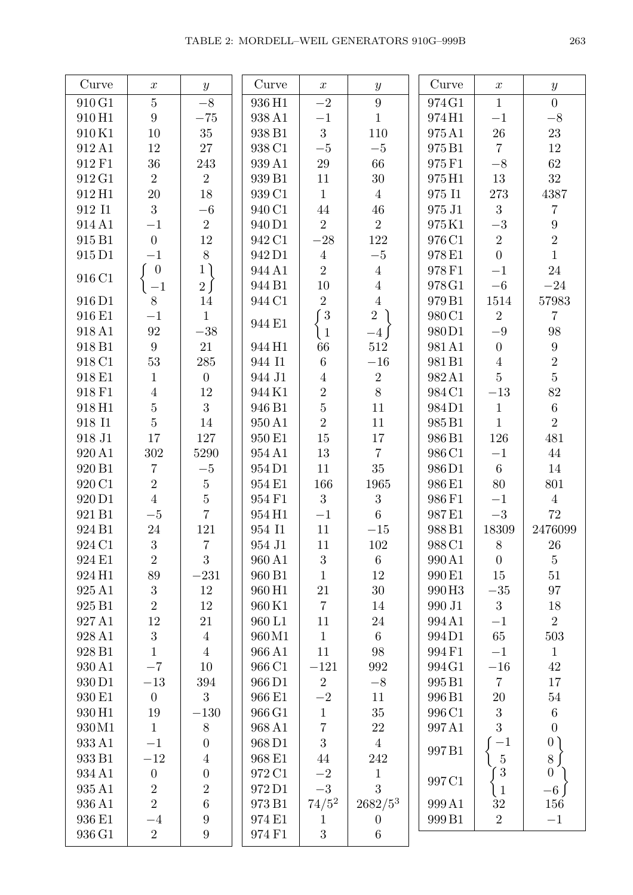| Curve | $x$ | $y$ |
|---|---|---|
| 910 G1 | 5 | −8 |
| 910 H1 | 9 | −75 |
| 910 K1 | 10 | 35 |
| 912 A1 | 12 | 27 |
| 912 F1 | 36 | 243 |
| 912 G1 | 2 | 2 |
| 912 H1 | 20 | 18 |
| 912 I1 | 3 | −6 |
| 914 A1 | −1 | 2 |
| 915 B1 | 0 | 12 |
| 915 D1 | −1 | 8 |
| 916 C1 | $\left\{ \begin{array}{l} 0 \\ -1 \end{array} \right.$ | $\left. \begin{array}{l} 1 \\ 2 \end{array} \right\}$ |
| 916 D1 | 8 | 14 |
| 916 E1 | −1 | 1 |
| 918 A1 | 92 | −38 |
| 918 B1 | 9 | 21 |
| 918 C1 | 53 | 285 |
| 918 E1 | 1 | 0 |
| 918 F1 | 4 | 12 |
| 918 H1 | 5 | 3 |
| 918 I1 | 5 | 14 |
| 918 J1 | 17 | 127 |
| 920 A1 | 302 | 5290 |
| 920 B1 | 7 | −5 |
| 920 C1 | 2 | 5 |
| 920 D1 | 4 | 5 |
| 921 B1 | −5 | 7 |
| 924 B1 | 24 | 121 |
| 924 C1 | 3 | 7 |
| 924 E1 | 2 | 3 |
| 924 H1 | 89 | −231 |
| 925 A1 | 3 | 12 |
| 925 B1 | 2 | 12 |
| 927 A1 | 12 | 21 |
| 928 A1 | 3 | 4 |
| 928 B1 | 1 | 4 |
| 930 A1 | −7 | 10 |
| 930 D1 | −13 | 394 |
| 930 E1 | 0 | 3 |
| 930 H1 | 19 | −130 |
| 930 M1 | 1 | 8 |
| 933 A1 | −1 | 0 |
| 933 B1 | −12 | 4 |
| 934 A1 | 0 | 0 |
| 935 A1 | 2 | 2 |
| 936 A1 | 2 | 6 |
| 936 E1 | −4 | 9 |
| 936 G1 | 2 | 9 |

| Curve | $x$ | $y$ |
|---|---|---|
| 936 H1 | −2 | 9 |
| 938 A1 | −1 | 1 |
| 938 B1 | 3 | 110 |
| 938 C1 | −5 | −5 |
| 939 A1 | 29 | 66 |
| 939 B1 | 11 | 30 |
| 939 C1 | 1 | 4 |
| 940 C1 | 44 | 46 |
| 940 D1 | 2 | 2 |
| 942 C1 | −28 | 122 |
| 942 D1 | 4 | −5 |
| 944 A1 | 2 | 4 |
| 944 B1 | 10 | 4 |
| 944 C1 | 2 | 4 |
| 944 E1 | $\left\{ \begin{array}{l} 3 \\ 1 \end{array} \right.$ | $\left. \begin{array}{l} 2 \\ -4 \end{array} \right\}$ |
| 944 H1 | 66 | 512 |
| 944 I1 | 6 | −16 |
| 944 J1 | 4 | 2 |
| 944 K1 | 2 | 8 |
| 946 B1 | 5 | 11 |
| 950 A1 | 2 | 11 |
| 950 E1 | 15 | 17 |
| 954 A1 | 13 | 7 |
| 954 D1 | 11 | 35 |
| 954 E1 | 166 | 1965 |
| 954 F1 | 3 | 3 |
| 954 H1 | −1 | 6 |
| 954 I1 | 11 | −15 |
| 954 J1 | 11 | 102 |
| 960 A1 | 3 | 6 |
| 960 B1 | 1 | 12 |
| 960 H1 | 21 | 30 |
| 960 K1 | 7 | 14 |
| 960 L1 | 11 | 24 |
| 960 M1 | 1 | 6 |
| 966 A1 | 11 | 98 |
| 966 C1 | −121 | 992 |
| 966 D1 | 2 | −8 |
| 966 E1 | −2 | 11 |
| 966 G1 | 1 | 35 |
| 968 A1 | 7 | 22 |
| 968 D1 | 3 | 4 |
| 968 E1 | 44 | 242 |
| 972 C1 | −2 | 1 |
| 972 D1 | −3 | 3 |
| 973 B1 | $74/5^2$ | $2682/5^3$ |
| 974 E1 | 1 | 0 |
| 974 F1 | 3 | 6 |

| Curve | $x$ | $y$ |
|---|---|---|
| 974 G1 | 1 | 0 |
| 974 H1 | −1 | −8 |
| 975 A1 | 26 | 23 |
| 975 B1 | 7 | 12 |
| 975 F1 | −8 | 62 |
| 975 H1 | 13 | 32 |
| 975 I1 | 273 | 4387 |
| 975 J1 | 3 | 7 |
| 975 K1 | −3 | 9 |
| 976 C1 | 2 | 2 |
| 978 E1 | 0 | 1 |
| 978 F1 | −1 | 24 |
| 978 G1 | −6 | −24 |
| 979 B1 | 1514 | 57983 |
| 980 C1 | 2 | 7 |
| 980 D1 | −9 | 98 |
| 981 A1 | 0 | 9 |
| 981 B1 | 4 | 2 |
| 982 A1 | 5 | 5 |
| 984 C1 | −13 | 82 |
| 984 D1 | 1 | 6 |
| 985 B1 | 1 | 2 |
| 986 B1 | 126 | 481 |
| 986 C1 | −1 | 44 |
| 986 D1 | 6 | 14 |
| 986 E1 | 80 | 801 |
| 986 F1 | −1 | 4 |
| 987 E1 | −3 | 72 |
| 988 B1 | 18309 | 2476099 |
| 988 C1 | 8 | 26 |
| 990 A1 | 0 | 5 |
| 990 E1 | 15 | 51 |
| 990 H3 | −35 | 97 |
| 990 J1 | 3 | 18 |
| 994 A1 | −1 | 2 |
| 994 D1 | 65 | 503 |
| 994 F1 | −1 | 1 |
| 994 G1 | −16 | 42 |
| 995 B1 | 7 | 17 |
| 996 B1 | 20 | 54 |
| 996 C1 | 3 | 6 |
| 997 A1 | 3 | 0 |
| 997 B1 | $\left\{ \begin{array}{l} -1 \\ 5 \end{array} \right.$ | $\left. \begin{array}{l} 0 \\ 8 \end{array} \right\}$ |
| 997 C1 | $\left\{ \begin{array}{l} 3 \\ 1 \end{array} \right.$ | $\left. \begin{array}{l} 0 \\ -6 \end{array} \right\}$ |
| 999 A1 | 32 | 156 |
| 999 B1 | 2 | −1 |